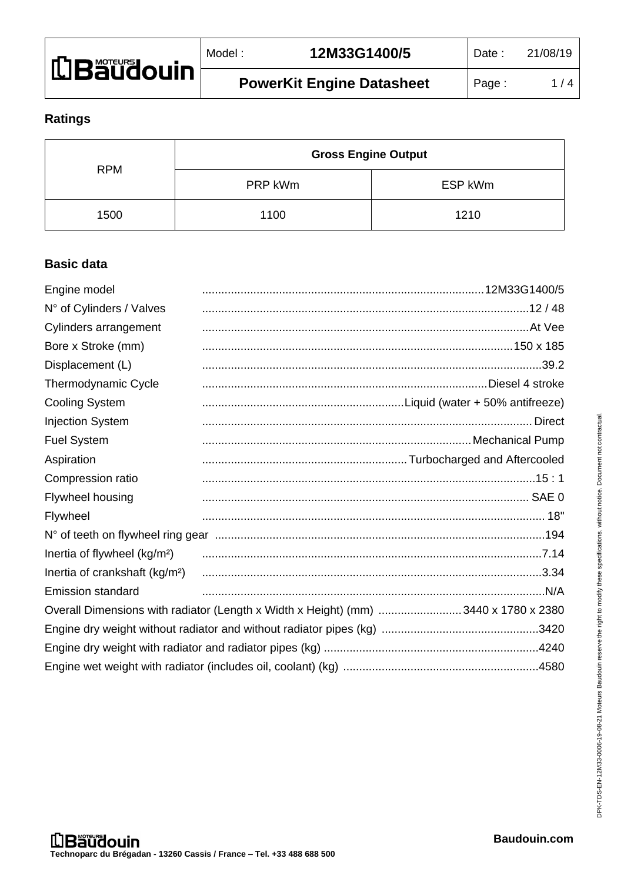| Model : 12M33G1400/5 | Date : 21/08/19 |
|---|---|
| **PowerKit Engine Datasheet** | |

## Ratings

| RPM | Gross Engine Output | |
|---|---|---|
| | PRP kWm | ESP kWm |
| 1500 | 1100 | 1210 |

## Basic data

| | |
|---|---|
| Engine model | 12M33G1400/5 |
| N° of Cylinders / Valves | 12 / 48 |
| Cylinders arrangement | At Vee |
| Bore x Stroke (mm) | 150 x 185 |
| Displacement (L) | 39.2 |
| Thermodynamic Cycle | Diesel 4 stroke |
| Cooling System | Liquid (water + 50% antifreeze) |
| Injection System | Direct |
| Fuel System | Mechanical Pump |
| Aspiration | Turbocharged and Aftercooled |
| Compression ratio | 15 : 1 |
| Flywheel housing | SAE 0 |
| Flywheel | 18" |
| N° of teeth on flywheel ring gear | 194 |
| Inertia of flywheel (kg/m²) | 7.14 |
| Inertia of crankshaft (kg/m²) | 3.34 |
| Emission standard | N/A |
| Overall Dimensions with radiator (Length x Width x Height) (mm) | 3440 x 1780 x 2380 |
| Engine dry weight without radiator and without radiator pipes (kg) | 3420 |
| Engine dry weight with radiator and radiator pipes (kg) | 4240 |
| Engine wet weight with radiator (includes oil, coolant) (kg) | 4580 |

DPK-TDS-EN-12M33-0006-19-08-21 Moteurs Baudouin reserve the right to modify these specifications, without notice. Document not contractual.

Technoparc du Brégadan - 13260 Cassis / France – Tel. +33 488 688 500

Baudouin.com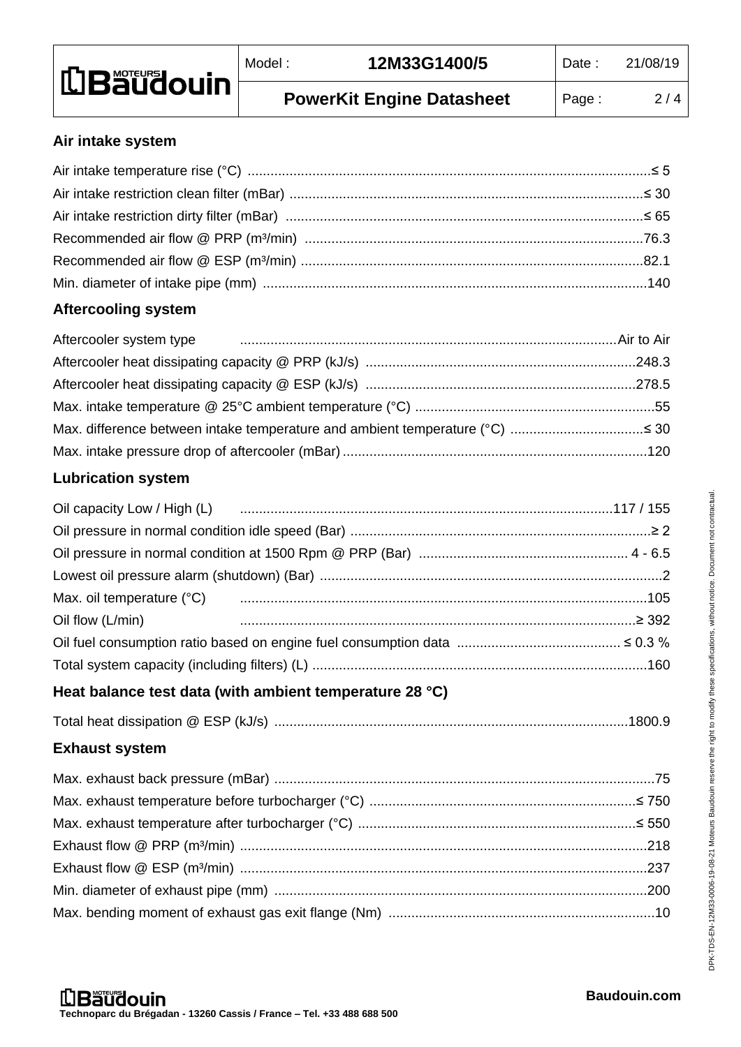## Air intake system

| Parameter | Value |
|---|---|
| Air intake temperature rise (°C) | ≤ 5 |
| Air intake restriction clean filter (mBar) | ≤ 30 |
| Air intake restriction dirty filter (mBar) | ≤ 65 |
| Recommended air flow @ PRP (m³/min) | 76.3 |
| Recommended air flow @ ESP (m³/min) | 82.1 |
| Min. diameter of intake pipe (mm) | 140 |

## Aftercooling system

| Parameter | Value |
|---|---|
| Aftercooler system type | Air to Air |
| Aftercooler heat dissipating capacity @ PRP (kJ/s) | 248.3 |
| Aftercooler heat dissipating capacity @ ESP (kJ/s) | 278.5 |
| Max. intake temperature @ 25°C ambient temperature (°C) | 55 |
| Max. difference between intake temperature and ambient temperature (°C) | ≤ 30 |
| Max. intake pressure drop of aftercooler (mBar) | 120 |

## Lubrication system

| Parameter | Value |
|---|---|
| Oil capacity Low / High (L) | 117 / 155 |
| Oil pressure in normal condition idle speed (Bar) | ≥ 2 |
| Oil pressure in normal condition at 1500 Rpm @ PRP (Bar) | 4 - 6.5 |
| Lowest oil pressure alarm (shutdown) (Bar) | 2 |
| Max. oil temperature (°C) | 105 |
| Oil flow (L/min) | ≥ 392 |
| Oil fuel consumption ratio based on engine fuel consumption data | ≤ 0.3 % |
| Total system capacity (including filters) (L) | 160 |

## Heat balance test data (with ambient temperature 28 °C)

| Parameter | Value |
|---|---|
| Total heat dissipation @ ESP (kJ/s) | 1800.9 |

## Exhaust system

| Parameter | Value |
|---|---|
| Max. exhaust back pressure (mBar) | 75 |
| Max. exhaust temperature before turbocharger (°C) | ≤ 750 |
| Max. exhaust temperature after turbocharger (°C) | ≤ 550 |
| Exhaust flow @ PRP (m³/min) | 218 |
| Exhaust flow @ ESP (m³/min) | 237 |
| Min. diameter of exhaust pipe (mm) | 200 |
| Max. bending moment of exhaust gas exit flange (Nm) | 10 |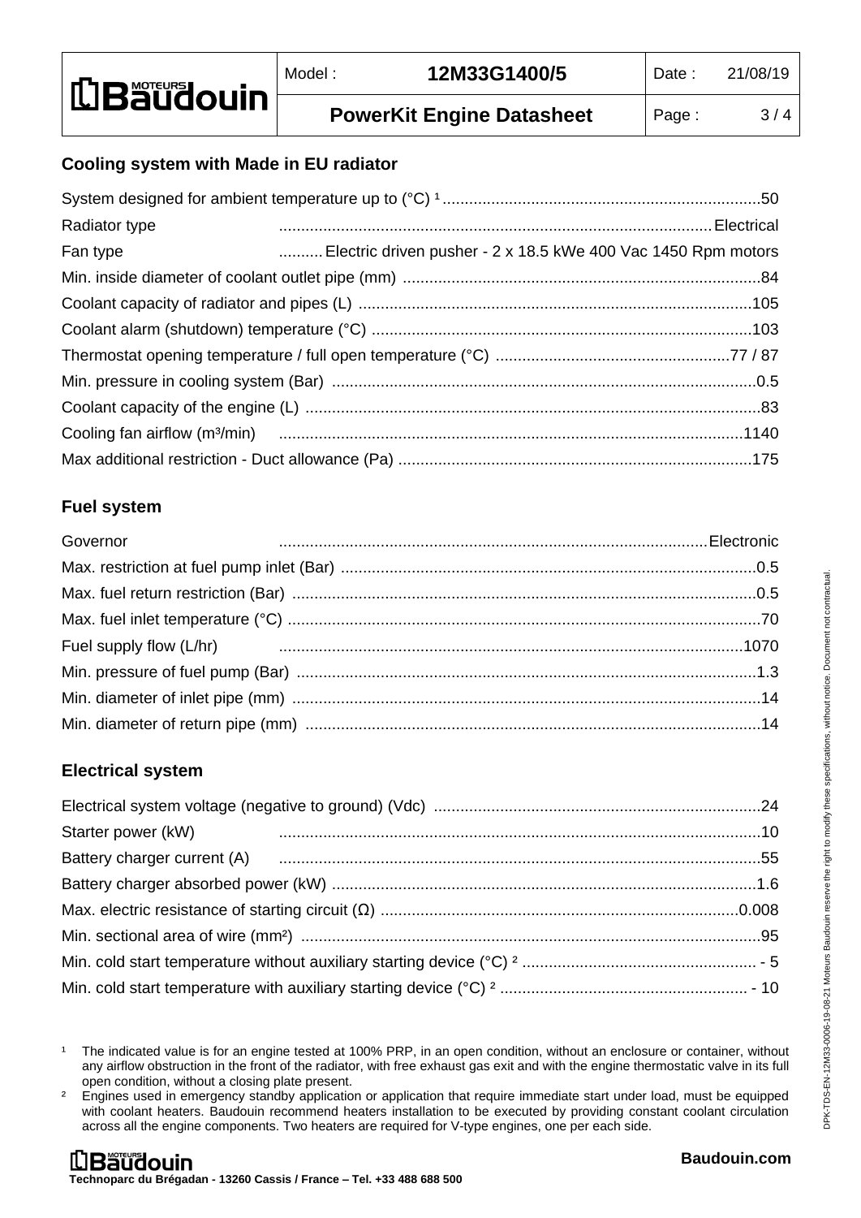## Cooling system with Made in EU radiator

| | |
|---|---|
| System designed for ambient temperature up to (°C) [1] | 50 |
| Radiator type | Electrical |
| Fan type | Electric driven pusher - 2 x 18.5 kWe 400 Vac 1450 Rpm motors |
| Min. inside diameter of coolant outlet pipe (mm) | 84 |
| Coolant capacity of radiator and pipes (L) | 105 |
| Coolant alarm (shutdown) temperature (°C) | 103 |
| Thermostat opening temperature / full open temperature (°C) | 77 / 87 |
| Min. pressure in cooling system (Bar) | 0.5 |
| Coolant capacity of the engine (L) | 83 |
| Cooling fan airflow (m³/min) | 1140 |
| Max additional restriction - Duct allowance (Pa) | 175 |

## Fuel system

| | |
|---|---|
| Governor | Electronic |
| Max. restriction at fuel pump inlet (Bar) | 0.5 |
| Max. fuel return restriction (Bar) | 0.5 |
| Max. fuel inlet temperature (°C) | 70 |
| Fuel supply flow (L/hr) | 1070 |
| Min. pressure of fuel pump (Bar) | 1.3 |
| Min. diameter of inlet pipe (mm) | 14 |
| Min. diameter of return pipe (mm) | 14 |

## Electrical system

| | |
|---|---|
| Electrical system voltage (negative to ground) (Vdc) | 24 |
| Starter power (kW) | 10 |
| Battery charger current (A) | 55 |
| Battery charger absorbed power (kW) | 1.6 |
| Max. electric resistance of starting circuit (Ω) | 0.008 |
| Min. sectional area of wire (mm²) | 95 |
| Min. cold start temperature without auxiliary starting device (°C) [2] | - 5 |
| Min. cold start temperature with auxiliary starting device (°C) [2] | - 10 |

[1] The indicated value is for an engine tested at 100% PRP, in an open condition, without an enclosure or container, without any airflow obstruction in the front of the radiator, with free exhaust gas exit and with the engine thermostatic valve in its full open condition, without a closing plate present.

[2] Engines used in emergency standby application or application that require immediate start under load, must be equipped with coolant heaters. Baudouin recommend heaters installation to be executed by providing constant coolant circulation across all the engine components. Two heaters are required for V-type engines, one per each side.

DPK-TDS-EN-12M33-0006-19-08-21 Moteurs Baudouin reserve the right to modify these specifications, without notice. Document not contractual.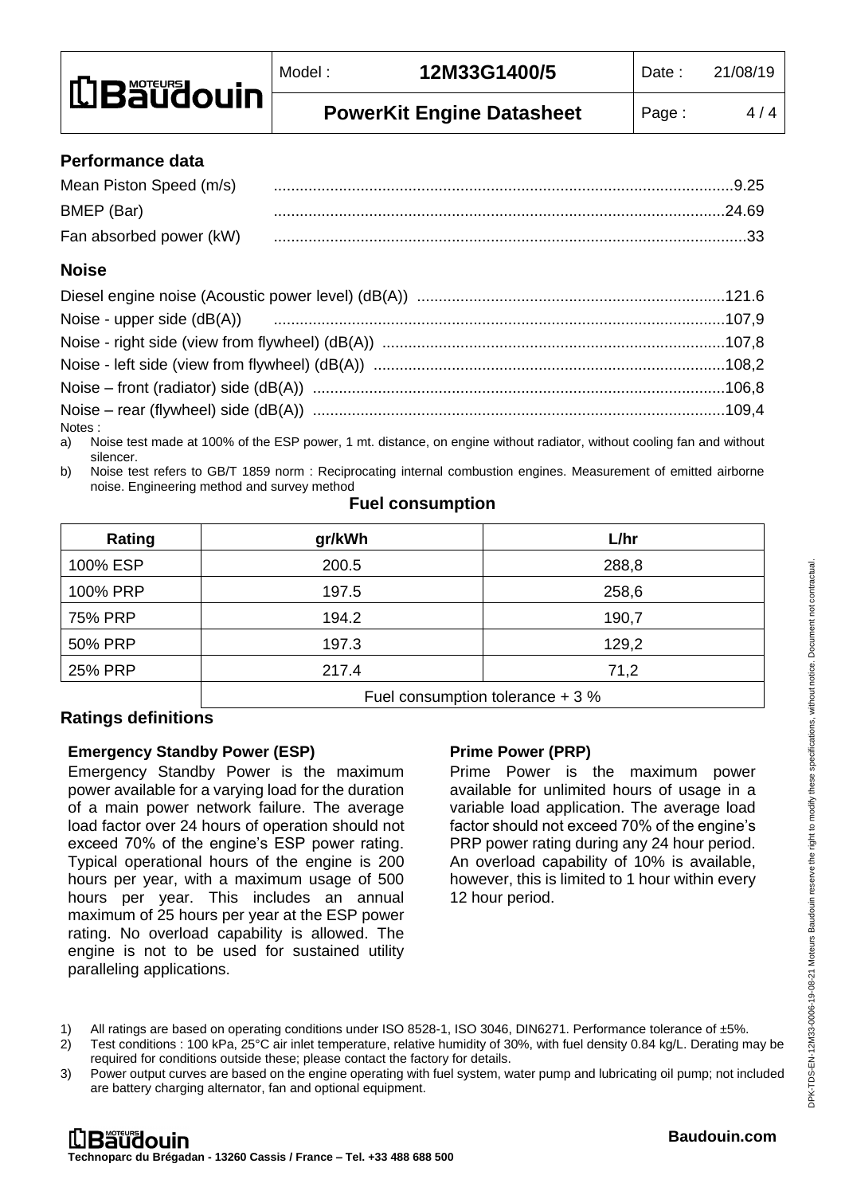## Performance data

Mean Piston Speed (m/s) ..........9.25

BMEP (Bar) ..........24.69

Fan absorbed power (kW) ..........33

## Noise

Diesel engine noise (Acoustic power level) (dB(A)) ..........121.6

Noise - upper side (dB(A)) ..........107,9

Noise - right side (view from flywheel) (dB(A)) ..........107,8

Noise - left side (view from flywheel) (dB(A)) ..........108,2

Noise – front (radiator) side (dB(A)) ..........106,8

Noise – rear (flywheel) side (dB(A)) ..........109,4

Notes :

a) Noise test made at 100% of the ESP power, 1 mt. distance, on engine without radiator, without cooling fan and without silencer.

b) Noise test refers to GB/T 1859 norm : Reciprocating internal combustion engines. Measurement of emitted airborne noise. Engineering method and survey method

## Fuel consumption

| Rating | gr/kWh | L/hr |
|---|---|---|
| 100% ESP | 200.5 | 288,8 |
| 100% PRP | 197.5 | 258,6 |
| 75% PRP | 194.2 | 190,7 |
| 50% PRP | 197.3 | 129,2 |
| 25% PRP | 217.4 | 71,2 |
| | Fuel consumption tolerance + 3 % | |

## Ratings definitions

### Emergency Standby Power (ESP)

Emergency Standby Power is the maximum power available for a varying load for the duration of a main power network failure. The average load factor over 24 hours of operation should not exceed 70% of the engine's ESP power rating. Typical operational hours of the engine is 200 hours per year, with a maximum usage of 500 hours per year. This includes an annual maximum of 25 hours per year at the ESP power rating. No overload capability is allowed. The engine is not to be used for sustained utility paralleling applications.

### Prime Power (PRP)

Prime Power is the maximum power available for unlimited hours of usage in a variable load application. The average load factor should not exceed 70% of the engine's PRP power rating during any 24 hour period. An overload capability of 10% is available, however, this is limited to 1 hour within every 12 hour period.

1) All ratings are based on operating conditions under ISO 8528-1, ISO 3046, DIN6271. Performance tolerance of ±5%.
2) Test conditions : 100 kPa, 25°C air inlet temperature, relative humidity of 30%, with fuel density 0.84 kg/L. Derating may be required for conditions outside these; please contact the factory for details.
3) Power output curves are based on the engine operating with fuel system, water pump and lubricating oil pump; not included are battery charging alternator, fan and optional equipment.